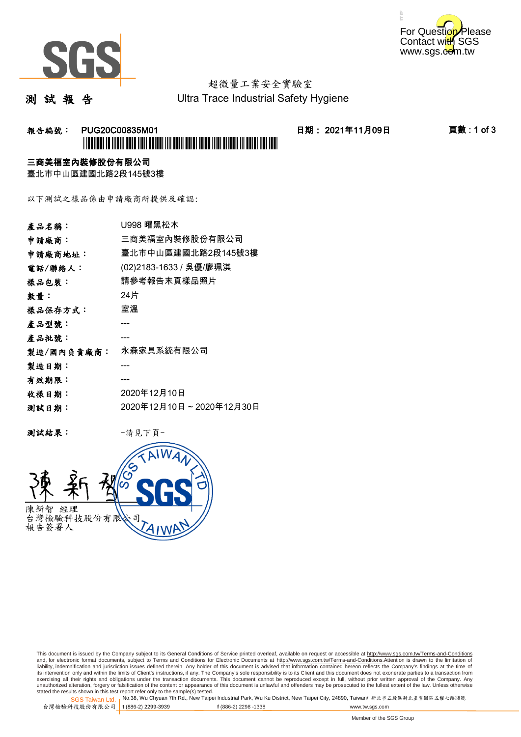超微量工業安全實驗室

# 測 試 報 告

Ultra Trace Industrial Safety Hygiene

**報告編號： PUG20C00835M01** **日期： 2021年11月09日**

**三商美福室內裝修股份有限公司**

臺北市中山區建國北路2段145號3樓

以下測試之樣品係由申請廠商所提供及確認:

| | |
|---|---|
| **產品名稱：** | U998 曜黑松木 |
| **申請廠商：** | 三商美福室內裝修股份有限公司 |
| **申請廠商地址：** | 臺北市中山區建國北路2段145號3樓 |
| **電話/聯絡人：** | (02)2183-1633 / 吳優/廖珮淇 |
| **樣品包裝：** | 請參考報告末頁樣品照片 |
| **數量：** | 24片 |
| **樣品保存方式：** | 室溫 |
| **產品型號：** | --- |
| **產品批號：** | --- |
| **製造/國內負責廠商：** | 永森家具系統有限公司 |
| **製造日期：** | --- |
| **有效期限：** | --- |
| **收樣日期：** | 2020年12月10日 |
| **測試日期：** | 2020年12月10日 ~ 2020年12月30日 |

**測試結果：** -請見下頁-

陳新智 經理
台灣檢驗科技股份有限公司
報告簽署人

This document is issued by the Company subject to its General Conditions of Service printed overleaf, available on request or accessible at http://www.sgs.com.tw/Terms-and-Conditions and, for electronic format documents, subject to Terms and Conditions for Electronic Documents at http://www.sgs.com.tw/Terms-and-Conditions.Attention is drawn to the limitation of liability, indemnification and jurisdiction issues defined therein. Any holder of this document is advised that information contained hereon reflects the Company's findings at the time of its intervention only and within the limits of Client's instructions, if any. The Company's sole responsibility is to its Client and this document does not exonerate parties to a transaction from exercising all their rights and obligations under the transaction documents. This document cannot be reproduced except in full, without prior written approval of the Company. Any unauthorized alteration, forgery or falsification of the content or appearance of this document is unlawful and offenders may be prosecuted to the fullest extent of the law. Unless otherwise stated the results shown in this test report refer only to the sample(s) tested.

SGS Taiwan Ltd. 台灣檢驗科技股份有限公司 | No.38, Wu Chyuan 7th Rd., New Taipei Industrial Park, Wu Ku District, New Taipei City, 24890, Taiwan/ 新北市五股區新北產業園區五權七路38號 | t (886-2) 2299-3939 f (886-2) 2298 -1338 www.tw.sgs.com

Member of the SGS Group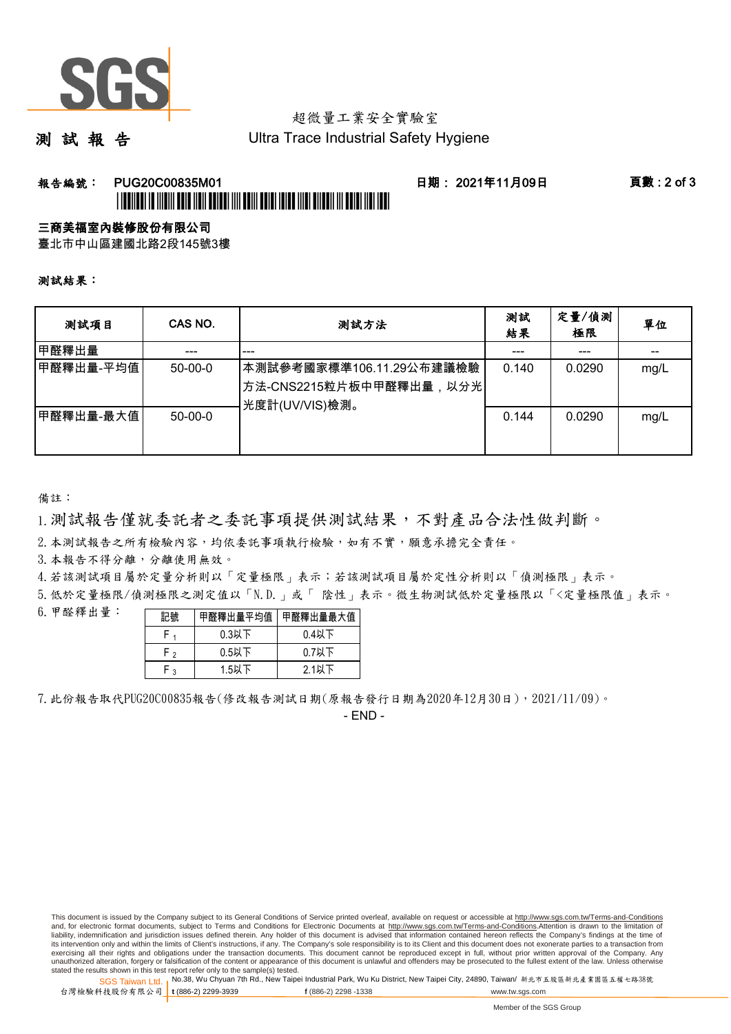超微量工業安全實驗室

# 測 試 報 告

Ultra Trace Industrial Safety Hygiene

**報告編號： PUG20C00835M01** **日期： 2021年11月09日**

**三商美福室內裝修股份有限公司**

臺北市中山區建國北路2段145號3樓

**測試結果：**

| 測試項目 | CAS NO. | 測試方法 | 測試結果 | 定量/偵測極限 | 單位 |
|---|---|---|---|---|---|
| 甲醛釋出量 | --- | --- | --- | --- | -- |
| 甲醛釋出量-平均值 | 50-00-0 | 本測試參考國家標準106.11.29公布建議檢驗方法-CNS2215粒片板中甲醛釋出量，以分光光度計(UV/VIS)檢測。 | 0.140 | 0.0290 | mg/L |
| 甲醛釋出量-最大值 | 50-00-0 | | 0.144 | 0.0290 | mg/L |

備註：

1. 測試報告僅就委託者之委託事項提供測試結果，不對產品合法性做判斷。
2. 本測試報告之所有檢驗內容，均依委託事項執行檢驗，如有不實，願意承擔完全責任。
3. 本報告不得分離，分離使用無效。
4. 若該測試項目屬於定量分析則以「定量極限」表示；若該測試項目屬於定性分析則以「偵測極限」表示。
5. 低於定量極限/偵測極限之測定值以「N.D.」或「 陰性」表示。微生物測試低於定量極限以「<定量極限值」表示。
6. 甲醛釋出量：

| 記號 | 甲醛釋出量平均值 | 甲醛釋出量最大值 |
|---|---|---|
| $F_1$ | 0.3以下 | 0.4以下 |
| $F_2$ | 0.5以下 | 0.7以下 |
| $F_3$ | 1.5以下 | 2.1以下 |

7. 此份報告取代PUG20C00835報告(修改報告測試日期(原報告發行日期為2020年12月30日)，2021/11/09)。

- END -

This document is issued by the Company subject to its General Conditions of Service printed overleaf, available on request or accessible at http://www.sgs.com.tw/Terms-and-Conditions and, for electronic format documents, subject to Terms and Conditions for Electronic Documents at http://www.sgs.com.tw/Terms-and-Conditions.Attention is drawn to the limitation of liability, indemnification and jurisdiction issues defined therein. Any holder of this document is advised that information contained hereon reflects the Company's findings at the time of its intervention only and within the limits of Client's instructions, if any. The Company's sole responsibility is to its Client and this document does not exonerate parties to a transaction from exercising all their rights and obligations under the transaction documents. This document cannot be reproduced except in full, without prior written approval of the Company. Any unauthorized alteration, forgery or falsification of the content or appearance of this document is unlawful and offenders may be prosecuted to the fullest extent of the law. Unless otherwise stated the results shown in this test report refer only to the sample(s) tested.

SGS Taiwan Ltd. 台灣檢驗科技股份有限公司 | No.38, Wu Chyuan 7th Rd., New Taipei Industrial Park, Wu Ku District, New Taipei City, 24890, Taiwan/ 新北市五股區新北產業園區五權七路38號 | t (886-2) 2299-3939 f (886-2) 2298 -1338 www.tw.sgs.com

Member of the SGS Group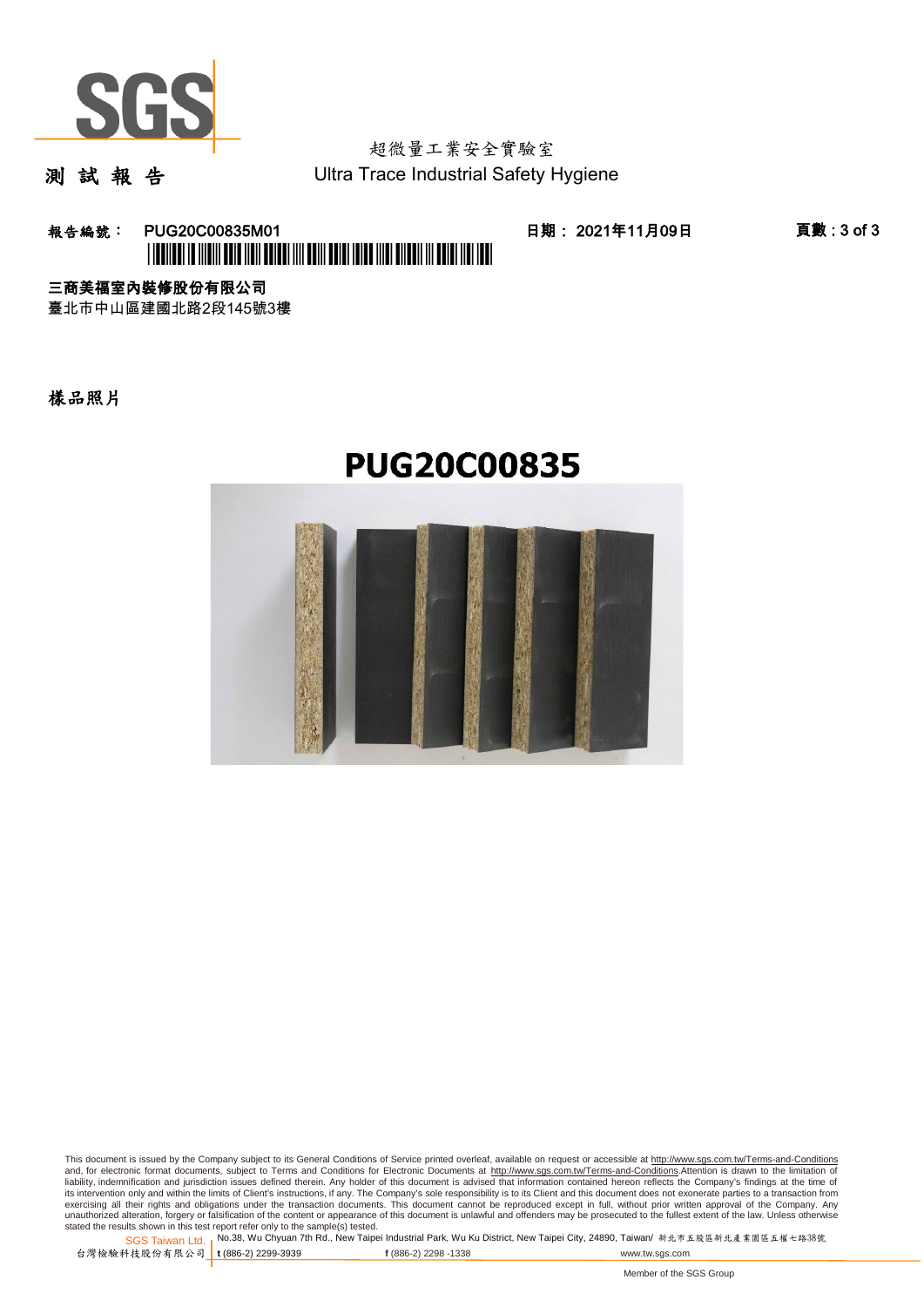# 測 試 報 告

超微量工業安全實驗室
Ultra Trace Industrial Safety Hygiene

報告編號： PUG20C00835M01　　日期： 2021年11月09日

**三商美福室內裝修股份有限公司**
臺北市中山區建國北路2段145號3樓

## 樣品照片

**PUG20C00835**

This document is issued by the Company subject to its General Conditions of Service printed overleaf, available on request or accessible at http://www.sgs.com.tw/Terms-and-Conditions and, for electronic format documents, subject to Terms and Conditions for Electronic Documents at http://www.sgs.com.tw/Terms-and-Conditions.Attention is drawn to the limitation of liability, indemnification and jurisdiction issues defined therein. Any holder of this document is advised that information contained hereon reflects the Company's findings at the time of its intervention only and within the limits of Client's instructions, if any. The Company's sole responsibility is to its Client and this document does not exonerate parties to a transaction from exercising all their rights and obligations under the transaction documents. This document cannot be reproduced except in full, without prior written approval of the Company. Any unauthorized alteration, forgery or falsification of the content or appearance of this document is unlawful and offenders may be prosecuted to the fullest extent of the law. Unless otherwise stated the results shown in this test report refer only to the sample(s) tested.

SGS Taiwan Ltd. 台灣檢驗科技股份有限公司 | No.38, Wu Chyuan 7th Rd., New Taipei Industrial Park, Wu Ku District, New Taipei City, 24890, Taiwan/ 新北市五股區新北產業園區五權七路38號
t (886-2) 2299-3939　f (886-2) 2298 -1338　www.tw.sgs.com

Member of the SGS Group